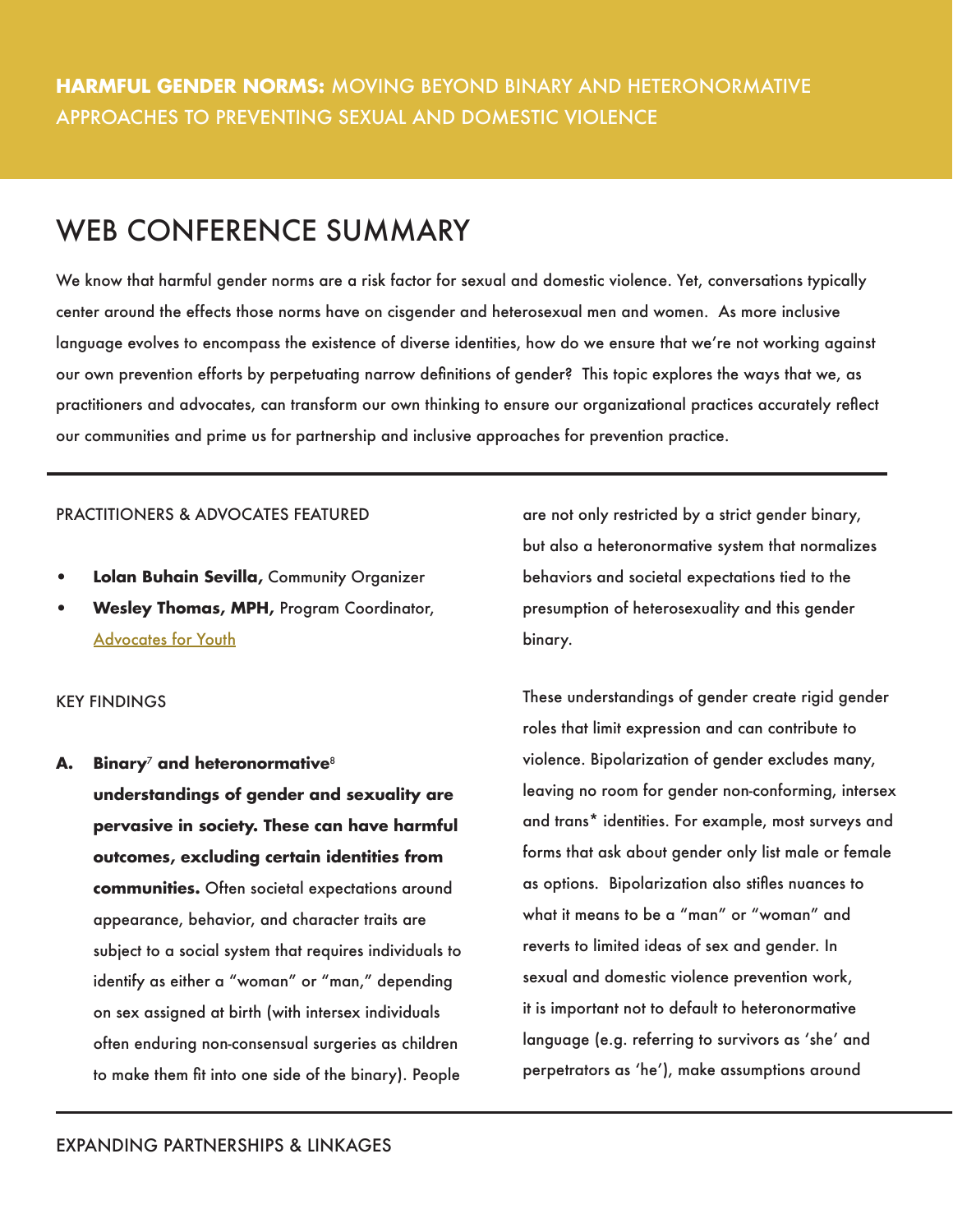**HARMFUL GENDER NORMS:** MOVING BEYOND BINARY AND HETERONORMATIVE APPROACHES TO PREVENTING SEXUAL AND DOMESTIC VIOLENCE

# WEB CONFERENCE SUMMARY

We know that harmful gender norms are a risk factor for sexual and domestic violence. Yet, conversations typically center around the effects those norms have on cisgender and heterosexual men and women. As more inclusive language evolves to encompass the existence of diverse identities, how do we ensure that we're not working against our own prevention efforts by perpetuating narrow definitions of gender? This topic explores the ways that we, as practitioners and advocates, can transform our own thinking to ensure our organizational practices accurately reflect our communities and prime us for partnership and inclusive approaches for prevention practice.

## PRACTITIONERS & ADVOCATES FEATURED

- **Lolan Buhain Sevilla,** Community Organizer
- **Wesley Thomas, MPH,** Program Coordinator, Advocates for Youth

## KEY FINDINGS

**A. Binary[7] and heteronormative[8] understandings of gender and sexuality are pervasive in society. These can have harmful outcomes, excluding certain identities from communities.** Often societal expectations around appearance, behavior, and character traits are subject to a social system that requires individuals to identify as either a "woman" or "man," depending on sex assigned at birth (with intersex individuals often enduring non-consensual surgeries as children to make them fit into one side of the binary). People are not only restricted by a strict gender binary, but also a heteronormative system that normalizes behaviors and societal expectations tied to the presumption of heterosexuality and this gender binary.

These understandings of gender create rigid gender roles that limit expression and can contribute to violence. Bipolarization of gender excludes many, leaving no room for gender non-conforming, intersex and trans* identities. For example, most surveys and forms that ask about gender only list male or female as options. Bipolarization also stifles nuances to what it means to be a "man" or "woman" and reverts to limited ideas of sex and gender. In sexual and domestic violence prevention work, it is important not to default to heteronormative language (e.g. referring to survivors as 'she' and perpetrators as 'he'), make assumptions around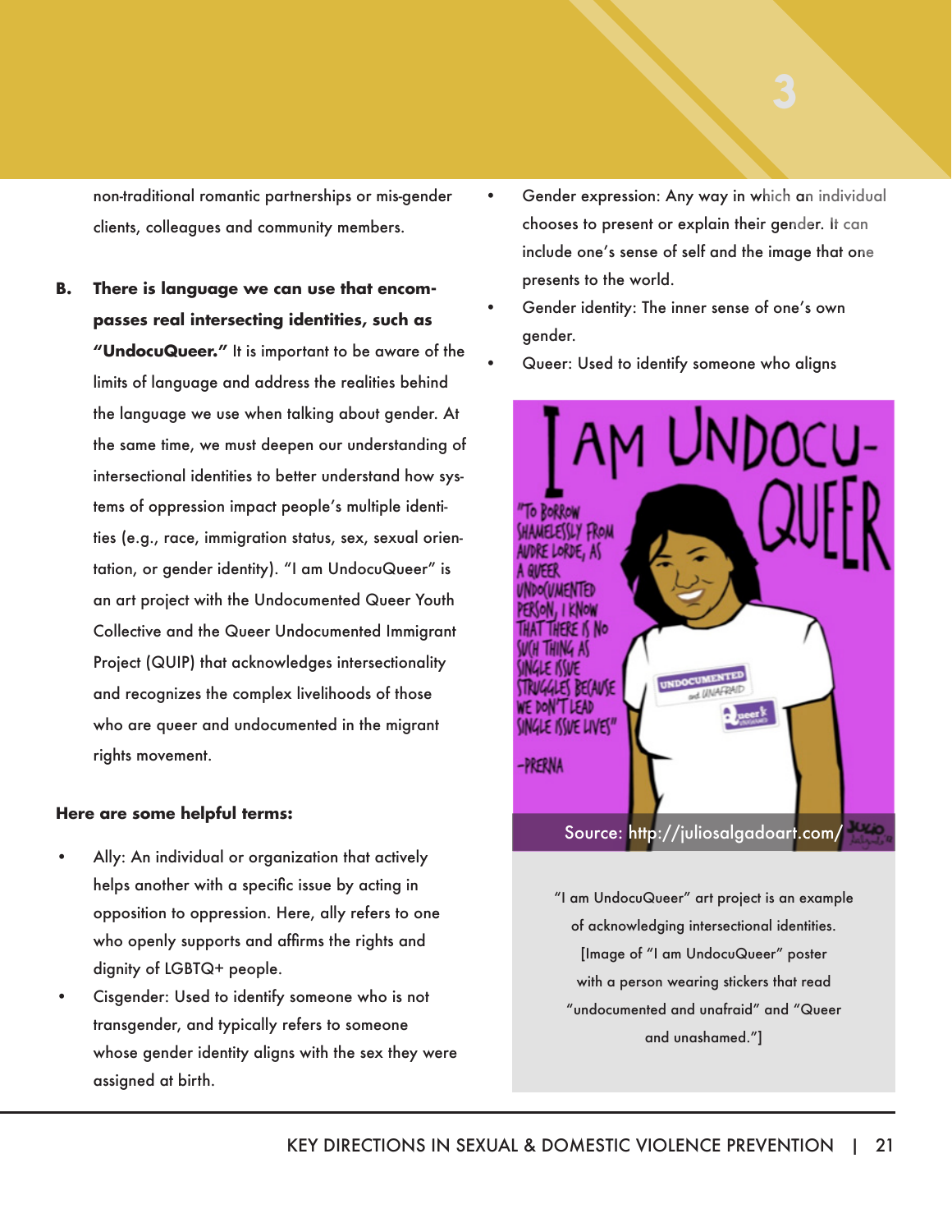non-traditional romantic partnerships or mis-gender clients, colleagues and community members.

B. **There is language we can use that encompasses real intersecting identities, such as "UndocuQueer."** It is important to be aware of the limits of language and address the realities behind the language we use when talking about gender. At the same time, we must deepen our understanding of intersectional identities to better understand how systems of oppression impact people's multiple identities (e.g., race, immigration status, sex, sexual orientation, or gender identity). "I am UndocuQueer" is an art project with the Undocumented Queer Youth Collective and the Queer Undocumented Immigrant Project (QUIP) that acknowledges intersectionality and recognizes the complex livelihoods of those who are queer and undocumented in the migrant rights movement.

**Here are some helpful terms:**

- Ally: An individual or organization that actively helps another with a specific issue by acting in opposition to oppression. Here, ally refers to one who openly supports and affirms the rights and dignity of LGBTQ+ people.
- Cisgender: Used to identify someone who is not transgender, and typically refers to someone whose gender identity aligns with the sex they were assigned at birth.
- Gender expression: Any way in which an individual chooses to present or explain their gender. It can include one's sense of self and the image that one presents to the world.
- Gender identity: The inner sense of one's own gender.
- Queer: Used to identify someone who aligns

Source: http://juliosalgadoart.com/

"I am UndocuQueer" art project is an example of acknowledging intersectional identities. [Image of "I am UndocuQueer" poster with a person wearing stickers that read "undocumented and unafraid" and "Queer and unashamed."]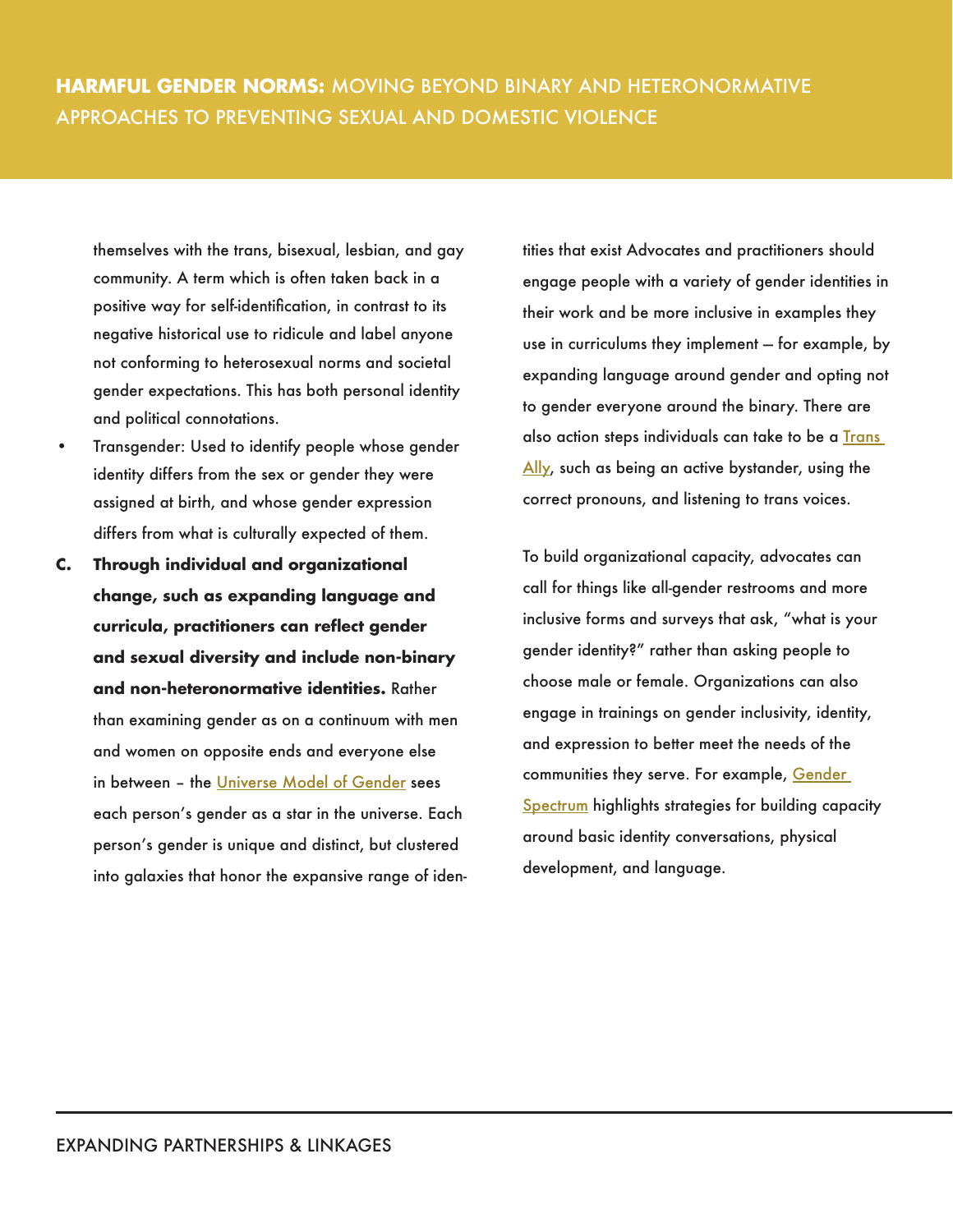themselves with the trans, bisexual, lesbian, and gay community. A term which is often taken back in a positive way for self-identification, in contrast to its negative historical use to ridicule and label anyone not conforming to heterosexual norms and societal gender expectations. This has both personal identity and political connotations.

- Transgender: Used to identify people whose gender identity differs from the sex or gender they were assigned at birth, and whose gender expression differs from what is culturally expected of them.

**C. Through individual and organizational change, such as expanding language and curricula, practitioners can reflect gender and sexual diversity and include non-binary and non-heteronormative identities.** Rather than examining gender as on a continuum with men and women on opposite ends and everyone else in between – the Universe Model of Gender sees each person's gender as a star in the universe. Each person's gender is unique and distinct, but clustered into galaxies that honor the expansive range of identities that exist Advocates and practitioners should engage people with a variety of gender identities in their work and be more inclusive in examples they use in curriculums they implement — for example, by expanding language around gender and opting not to gender everyone around the binary. There are also action steps individuals can take to be a Trans Ally, such as being an active bystander, using the correct pronouns, and listening to trans voices.

To build organizational capacity, advocates can call for things like all-gender restrooms and more inclusive forms and surveys that ask, "what is your gender identity?" rather than asking people to choose male or female. Organizations can also engage in trainings on gender inclusivity, identity, and expression to better meet the needs of the communities they serve. For example, Gender Spectrum highlights strategies for building capacity around basic identity conversations, physical development, and language.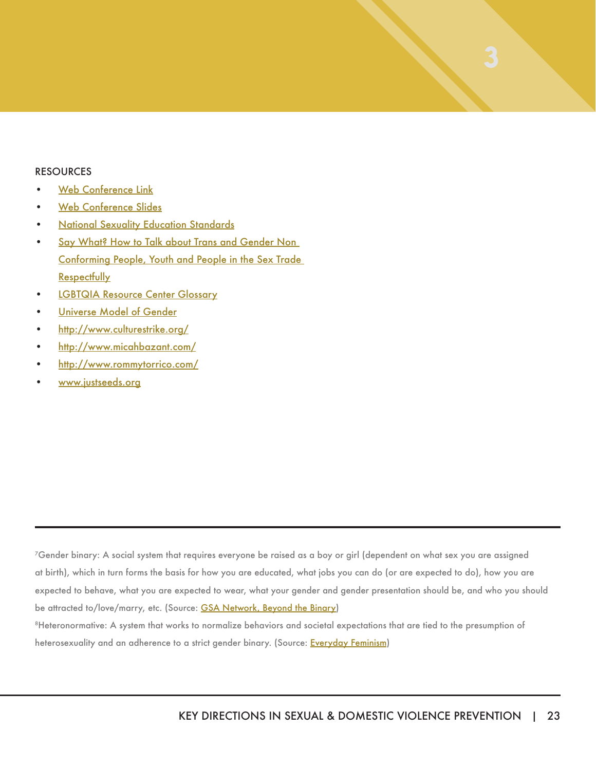RESOURCES

- Web Conference Link
- Web Conference Slides
- National Sexuality Education Standards
- Say What? How to Talk about Trans and Gender Non Conforming People, Youth and People in the Sex Trade Respectfully
- LGBTQIA Resource Center Glossary
- Universe Model of Gender
- http://www.culturestrike.org/
- http://www.micahbazant.com/
- http://www.rommytorrico.com/
- www.justseeds.org

---

[7]Gender binary: A social system that requires everyone be raised as a boy or girl (dependent on what sex you are assigned at birth), which in turn forms the basis for how you are educated, what jobs you can do (or are expected to do), how you are expected to behave, what you are expected to wear, what your gender and gender presentation should be, and who you should be attracted to/love/marry, etc. (Source: GSA Network, Beyond the Binary)

[8]Heteronormative: A system that works to normalize behaviors and societal expectations that are tied to the presumption of heterosexuality and an adherence to a strict gender binary. (Source: Everyday Feminism)